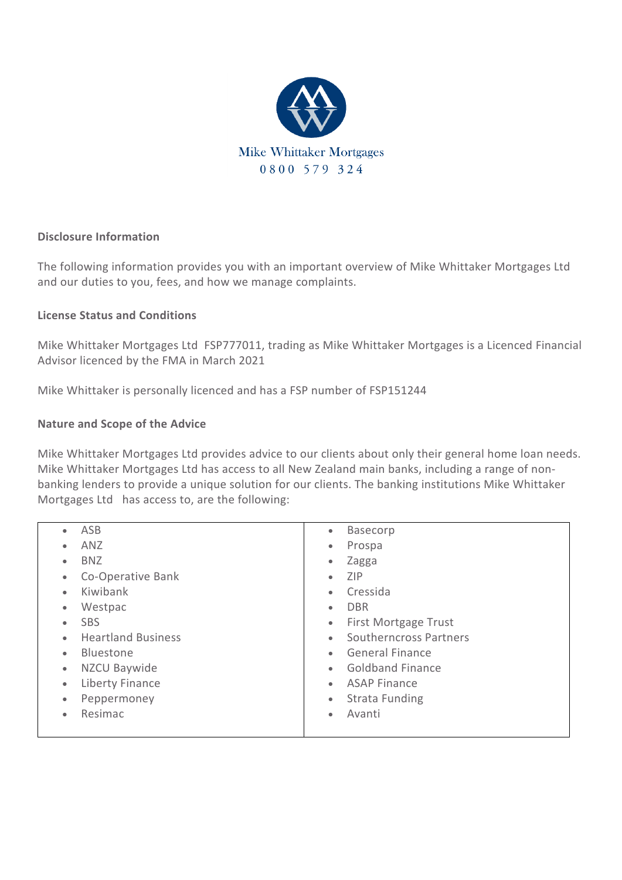Mike Whittaker Mortgages
0800 579 324

**Disclosure Information**

The following information provides you with an important overview of Mike Whittaker Mortgages Ltd and our duties to you, fees, and how we manage complaints.

**License Status and Conditions**

Mike Whittaker Mortgages Ltd FSP777011, trading as Mike Whittaker Mortgages is a Licenced Financial Advisor licenced by the FMA in March 2021

Mike Whittaker is personally licenced and has a FSP number of FSP151244

**Nature and Scope of the Advice**

Mike Whittaker Mortgages Ltd provides advice to our clients about only their general home loan needs. Mike Whittaker Mortgages Ltd has access to all New Zealand main banks, including a range of non-banking lenders to provide a unique solution for our clients. The banking institutions Mike Whittaker Mortgages Ltd has access to, are the following:

- ASB
- ANZ
- BNZ
- Co-Operative Bank
- Kiwibank
- Westpac
- SBS
- Heartland Business
- Bluestone
- NZCU Baywide
- Liberty Finance
- Peppermoney
- Resimac
- Basecorp
- Prospa
- Zagga
- ZIP
- Cressida
- DBR
- First Mortgage Trust
- Southerncross Partners
- General Finance
- Goldband Finance
- ASAP Finance
- Strata Funding
- Avanti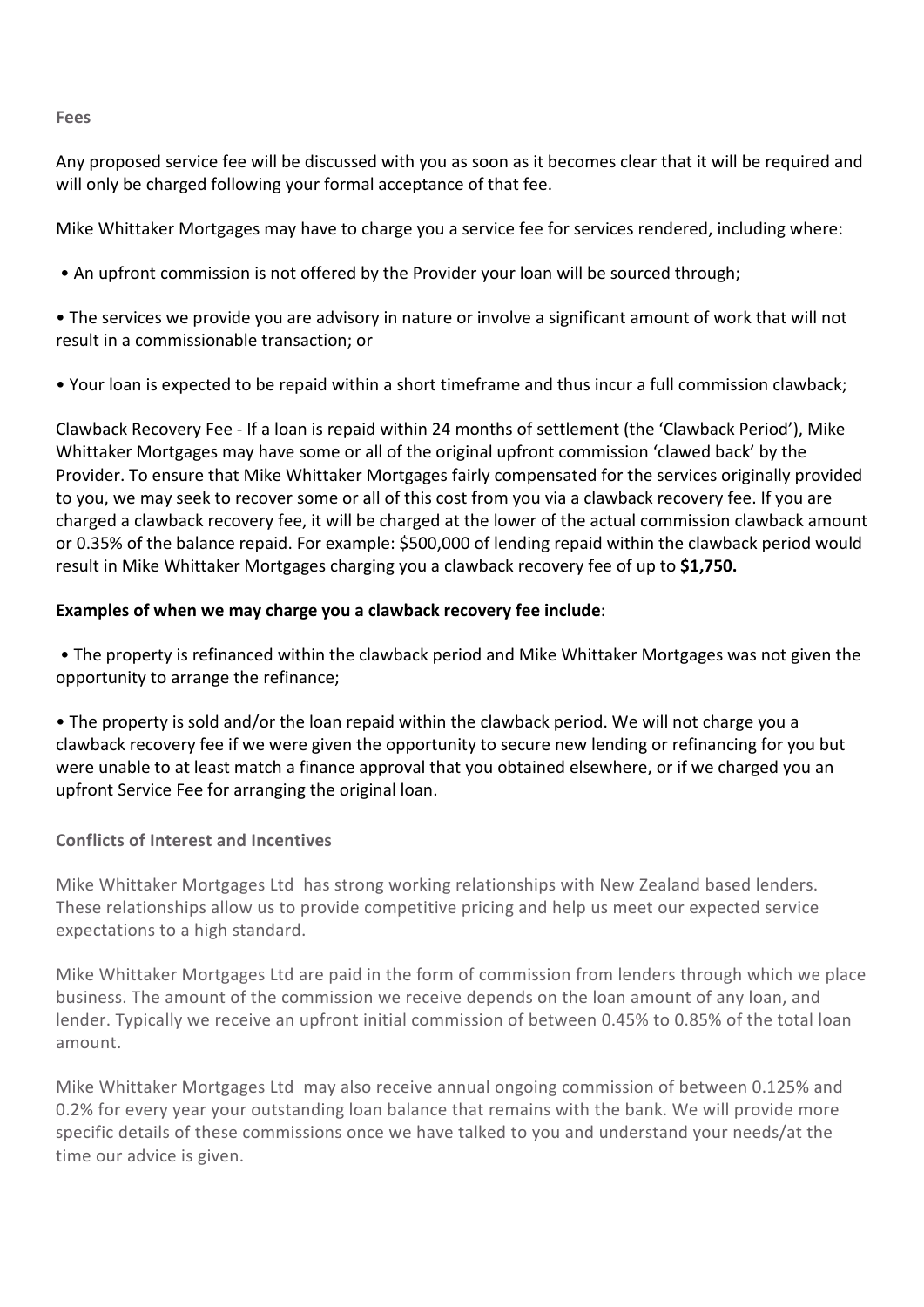**Fees**

Any proposed service fee will be discussed with you as soon as it becomes clear that it will be required and will only be charged following your formal acceptance of that fee.

Mike Whittaker Mortgages may have to charge you a service fee for services rendered, including where:

- An upfront commission is not offered by the Provider your loan will be sourced through;
- The services we provide you are advisory in nature or involve a significant amount of work that will not result in a commissionable transaction; or
- Your loan is expected to be repaid within a short timeframe and thus incur a full commission clawback;

Clawback Recovery Fee - If a loan is repaid within 24 months of settlement (the 'Clawback Period'), Mike Whittaker Mortgages may have some or all of the original upfront commission 'clawed back' by the Provider. To ensure that Mike Whittaker Mortgages fairly compensated for the services originally provided to you, we may seek to recover some or all of this cost from you via a clawback recovery fee. If you are charged a clawback recovery fee, it will be charged at the lower of the actual commission clawback amount or 0.35% of the balance repaid. For example: $500,000 of lending repaid within the clawback period would result in Mike Whittaker Mortgages charging you a clawback recovery fee of up to **$1,750.**

**Examples of when we may charge you a clawback recovery fee include**:

- The property is refinanced within the clawback period and Mike Whittaker Mortgages was not given the opportunity to arrange the refinance;
- The property is sold and/or the loan repaid within the clawback period. We will not charge you a clawback recovery fee if we were given the opportunity to secure new lending or refinancing for you but were unable to at least match a finance approval that you obtained elsewhere, or if we charged you an upfront Service Fee for arranging the original loan.

**Conflicts of Interest and Incentives**

Mike Whittaker Mortgages Ltd has strong working relationships with New Zealand based lenders. These relationships allow us to provide competitive pricing and help us meet our expected service expectations to a high standard.

Mike Whittaker Mortgages Ltd are paid in the form of commission from lenders through which we place business. The amount of the commission we receive depends on the loan amount of any loan, and lender. Typically we receive an upfront initial commission of between 0.45% to 0.85% of the total loan amount.

Mike Whittaker Mortgages Ltd may also receive annual ongoing commission of between 0.125% and 0.2% for every year your outstanding loan balance that remains with the bank. We will provide more specific details of these commissions once we have talked to you and understand your needs/at the time our advice is given.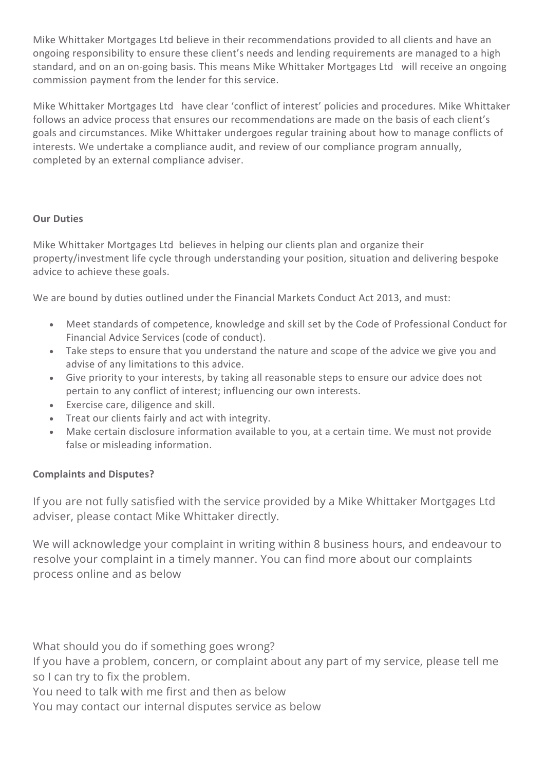Mike Whittaker Mortgages Ltd believe in their recommendations provided to all clients and have an ongoing responsibility to ensure these client's needs and lending requirements are managed to a high standard, and on an on-going basis. This means Mike Whittaker Mortgages Ltd will receive an ongoing commission payment from the lender for this service.

Mike Whittaker Mortgages Ltd have clear 'conflict of interest' policies and procedures. Mike Whittaker follows an advice process that ensures our recommendations are made on the basis of each client's goals and circumstances. Mike Whittaker undergoes regular training about how to manage conflicts of interests. We undertake a compliance audit, and review of our compliance program annually, completed by an external compliance adviser.

**Our Duties**

Mike Whittaker Mortgages Ltd believes in helping our clients plan and organize their property/investment life cycle through understanding your position, situation and delivering bespoke advice to achieve these goals.

We are bound by duties outlined under the Financial Markets Conduct Act 2013, and must:

- Meet standards of competence, knowledge and skill set by the Code of Professional Conduct for Financial Advice Services (code of conduct).
- Take steps to ensure that you understand the nature and scope of the advice we give you and advise of any limitations to this advice.
- Give priority to your interests, by taking all reasonable steps to ensure our advice does not pertain to any conflict of interest; influencing our own interests.
- Exercise care, diligence and skill.
- Treat our clients fairly and act with integrity.
- Make certain disclosure information available to you, at a certain time. We must not provide false or misleading information.

**Complaints and Disputes?**

If you are not fully satisfied with the service provided by a Mike Whittaker Mortgages Ltd adviser, please contact Mike Whittaker directly.

We will acknowledge your complaint in writing within 8 business hours, and endeavour to resolve your complaint in a timely manner. You can find more about our complaints process online and as below

What should you do if something goes wrong?
If you have a problem, concern, or complaint about any part of my service, please tell me so I can try to fix the problem.
You need to talk with me first and then as below
You may contact our internal disputes service as below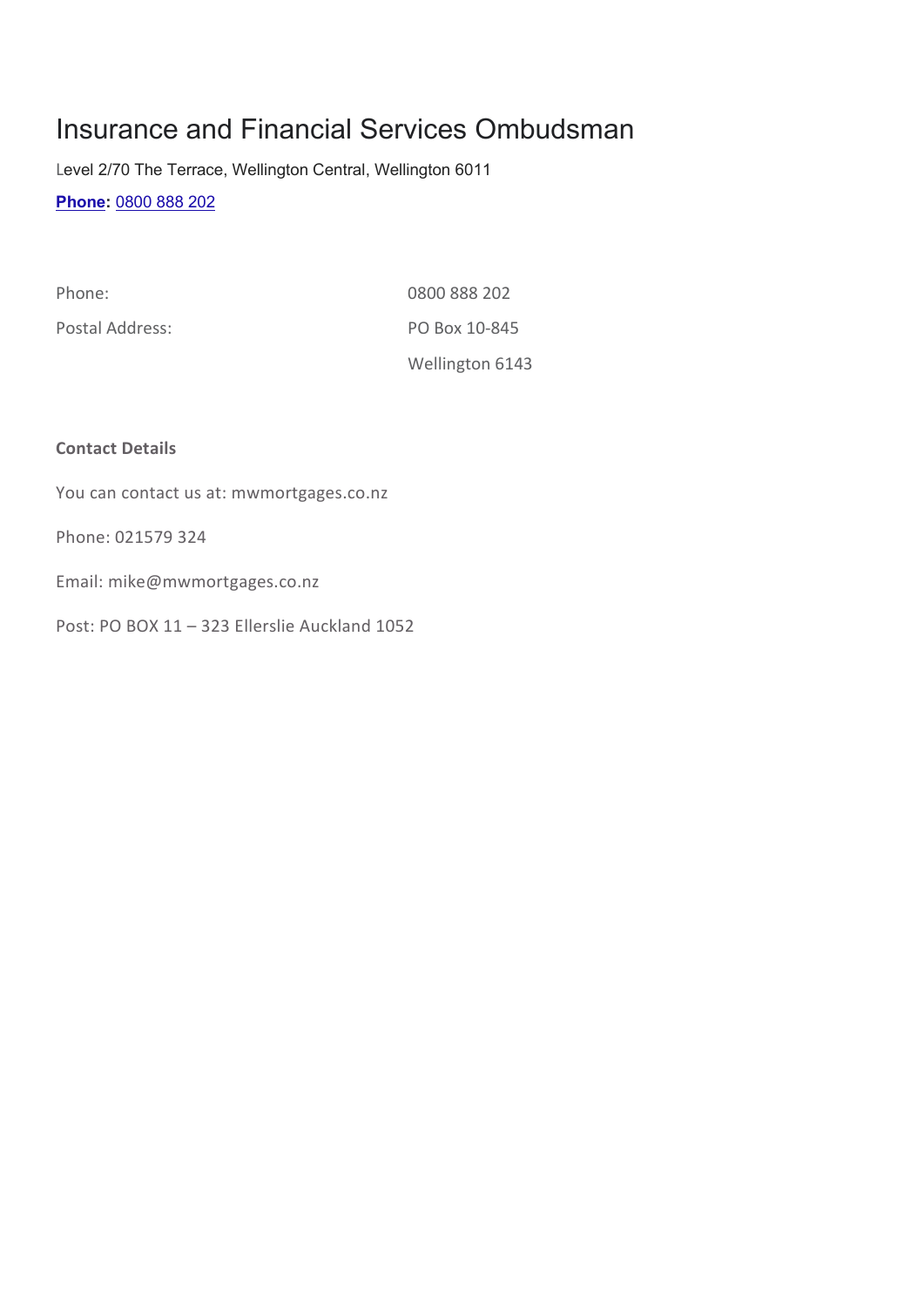# Insurance and Financial Services Ombudsman

Level 2/70 The Terrace, Wellington Central, Wellington 6011

**Phone:** 0800 888 202

| | |
|---|---|
| Phone: | 0800 888 202 |
| Postal Address: | PO Box 10-845 |
| | Wellington 6143 |

**Contact Details**

You can contact us at: mwmortgages.co.nz

Phone: 021579 324

Email: mike@mwmortgages.co.nz

Post: PO BOX 11 – 323 Ellerslie Auckland 1052